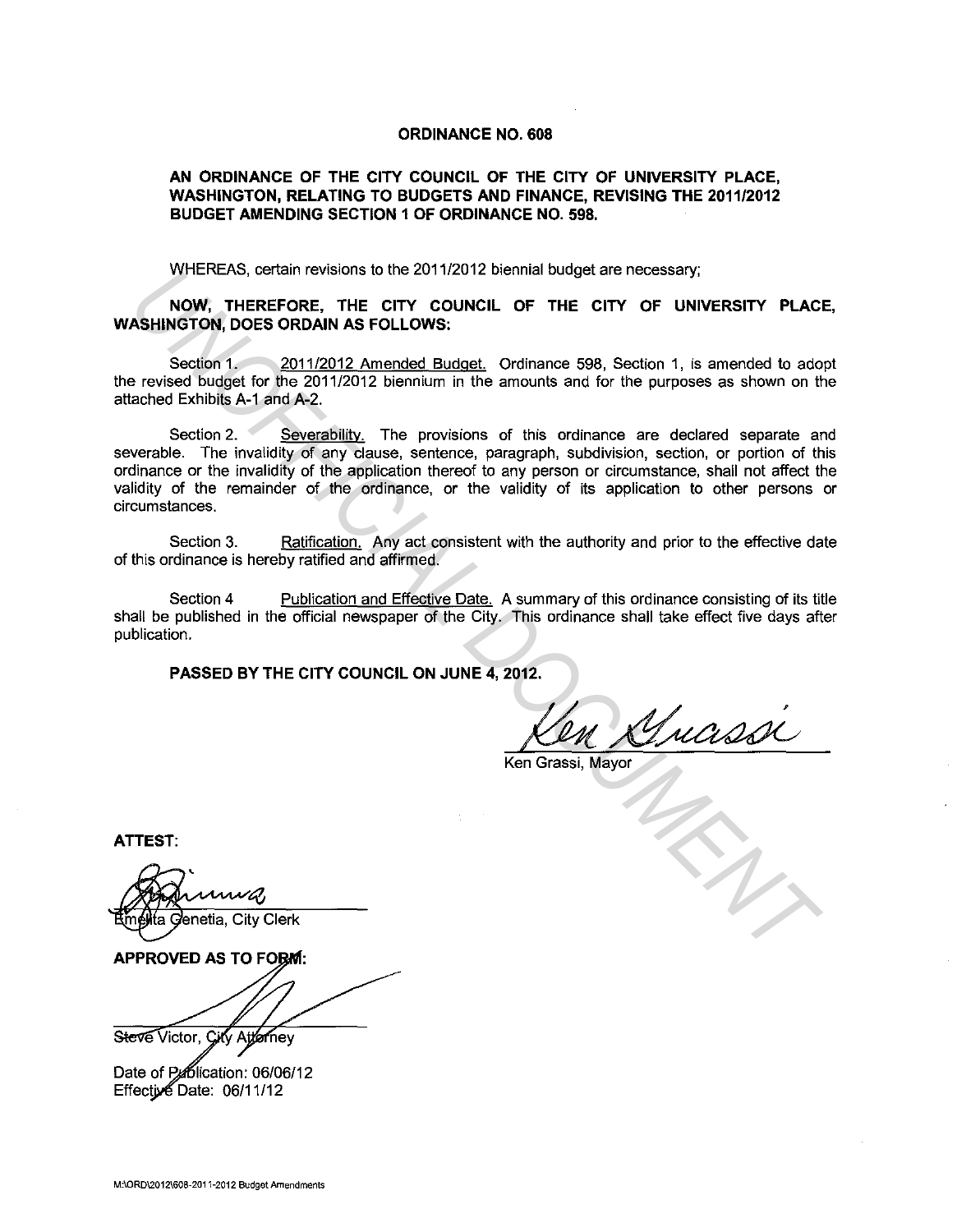# ORDINANCE NO. 608

## AN ORDINANCE OF THE CITY COUNCIL OF THE CITY OF UNIVERSITY PLACE, WASHINGTON, RELATING TO BUDGETS AND FINANCE, REVISING THE 2011/2012 BUDGET AMENDING SECTION 1 OF ORDINANCE NO. 598.

WHEREAS, certain revisions to the 2011/2012 biennial budget are necessary;

**NOW, THEREFORE, THE CITY COUNCIL OF THE CITY OF UNIVERSITY PLACE, WASHINGTON, DOES ORDAIN AS FOLLOWS:**

Section 1. 2011/2012 Amended Budget. Ordinance 598, Section 1, is amended to adopt the revised budget for the 2011/2012 biennium in the amounts and for the purposes as shown on the attached Exhibits A-1 and A-2.

Section 2. Severability. The provisions of this ordinance are declared separate and severable. The invalidity of any clause, sentence, paragraph, subdivision, section, or portion of this ordinance or the invalidity of the application thereof to any person or circumstance, shall not affect the validity of the remainder of the ordinance, or the validity of its application to other persons or circumstances.

Section 3. Ratification. Any act consistent with the authority and prior to the effective date of this ordinance is hereby ratified and affirmed.

Section 4 Publication and Effective Date. A summary of this ordinance consisting of its title shall be published in the official newspaper of the City. This ordinance shall take effect five days after publication.

**PASSED BY THE CITY COUNCIL ON JUNE 4, 2012.**

Ken Grassi, Mayor

**ATTEST:**

Emelita Genetia, City Clerk

**APPROVED AS TO FORM:**

Steve Victor, City Attorney

Date of Publication: 06/06/12
Effective Date: 06/11/12

M:\ORD\2012\608-2011-2012 Budget Amendments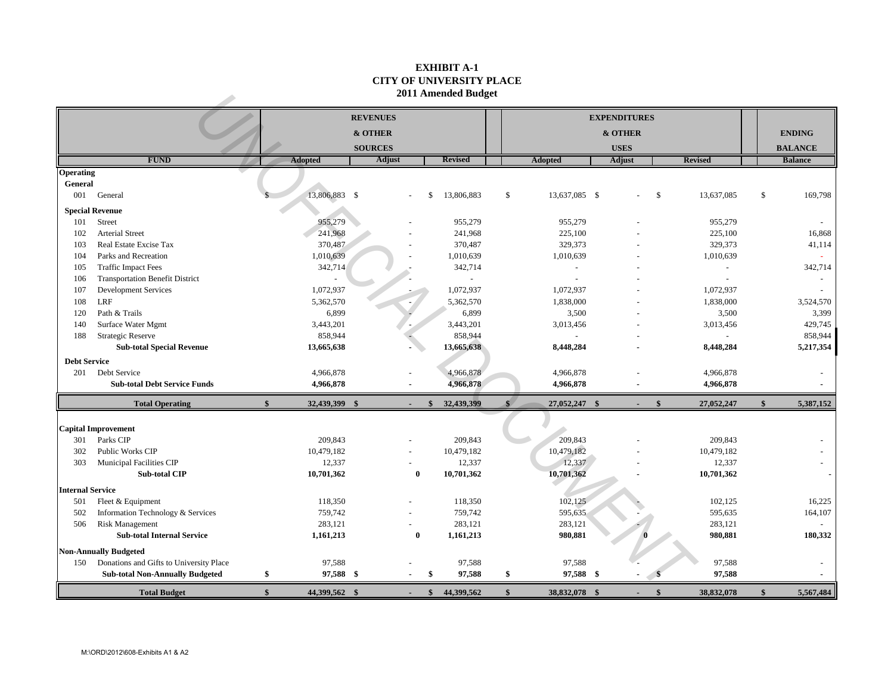# EXHIBIT A-1
## CITY OF UNIVERSITY PLACE
## 2011 Amended Budget

| FUND | | REVENUES & OTHER SOURCES | | | EXPENDITURES & OTHER USES | | | ENDING BALANCE |
|---|---|---|---|---|---|---|---|---|
| | | **Adopted** | **Adjust** | **Revised** | **Adopted** | **Adjust** | **Revised** | **Balance** |
| **Operating** | | | | | | | | |
| **General** | | | | | | | | |
| 001 | General | $ 13,806,883 | $ - | $ 13,806,883 | $ 13,637,085 | $ - | $ 13,637,085 | $ 169,798 |
| **Special Revenue** | | | | | | | | |
| 101 | Street | 955,279 | - | 955,279 | 955,279 | - | 955,279 | - |
| 102 | Arterial Street | 241,968 | - | 241,968 | 225,100 | - | 225,100 | 16,868 |
| 103 | Real Estate Excise Tax | 370,487 | - | 370,487 | 329,373 | - | 329,373 | 41,114 |
| 104 | Parks and Recreation | 1,010,639 | - | 1,010,639 | 1,010,639 | - | 1,010,639 | - |
| 105 | Traffic Impact Fees | 342,714 | - | 342,714 | - | - | - | 342,714 |
| 106 | Transportation Benefit District | - | - | - | - | - | - | - |
| 107 | Development Services | 1,072,937 | - | 1,072,937 | 1,072,937 | - | 1,072,937 | - |
| 108 | LRF | 5,362,570 | - | 5,362,570 | 1,838,000 | - | 1,838,000 | 3,524,570 |
| 120 | Path & Trails | 6,899 | - | 6,899 | 3,500 | - | 3,500 | 3,399 |
| 140 | Surface Water Mgmt | 3,443,201 | - | 3,443,201 | 3,013,456 | - | 3,013,456 | 429,745 |
| 188 | Strategic Reserve | 858,944 | - | 858,944 | - | - | - | 858,944 |
| | **Sub-total Special Revenue** | **13,665,638** | **-** | **13,665,638** | **8,448,284** | **-** | **8,448,284** | **5,217,354** |
| **Debt Service** | | | | | | | | |
| 201 | Debt Service | 4,966,878 | - | 4,966,878 | 4,966,878 | - | 4,966,878 | - |
| | **Sub-total Debt Service Funds** | **4,966,878** | **-** | **4,966,878** | **4,966,878** | **-** | **4,966,878** | **-** |
| | **Total Operating** | **$ 32,439,399** | **$ -** | **$ 32,439,399** | **$ 27,052,247** | **$ -** | **$ 27,052,247** | **$ 5,387,152** |
| **Capital Improvement** | | | | | | | | |
| 301 | Parks CIP | 209,843 | - | 209,843 | 209,843 | - | 209,843 | - |
| 302 | Public Works CIP | 10,479,182 | - | 10,479,182 | 10,479,182 | - | 10,479,182 | - |
| 303 | Municipal Facilities CIP | 12,337 | - | 12,337 | 12,337 | - | 12,337 | - |
| | **Sub-total CIP** | **10,701,362** | **0** | **10,701,362** | **10,701,362** | **-** | **10,701,362** | **-** |
| **Internal Service** | | | | | | | | |
| 501 | Fleet & Equipment | 118,350 | - | 118,350 | 102,125 | - | 102,125 | 16,225 |
| 502 | Information Technology & Services | 759,742 | - | 759,742 | 595,635 | - | 595,635 | 164,107 |
| 506 | Risk Management | 283,121 | - | 283,121 | 283,121 | - | 283,121 | - |
| | **Sub-total Internal Service** | **1,161,213** | **0** | **1,161,213** | **980,881** | **0** | **980,881** | **180,332** |
| **Non-Annually Budgeted** | | | | | | | | |
| 150 | Donations and Gifts to University Place | 97,588 | - | 97,588 | 97,588 | - | 97,588 | - |
| | **Sub-total Non-Annually Budgeted** | **$ 97,588** | **$ -** | **$ 97,588** | **$ 97,588** | **$ -** | **$ 97,588** | **-** |
| | **Total Budget** | **$ 44,399,562** | **$ -** | **$ 44,399,562** | **$ 38,832,078** | **$ -** | **$ 38,832,078** | **$ 5,567,484** |

M:\ORD\2012\608-Exhibits A1 & A2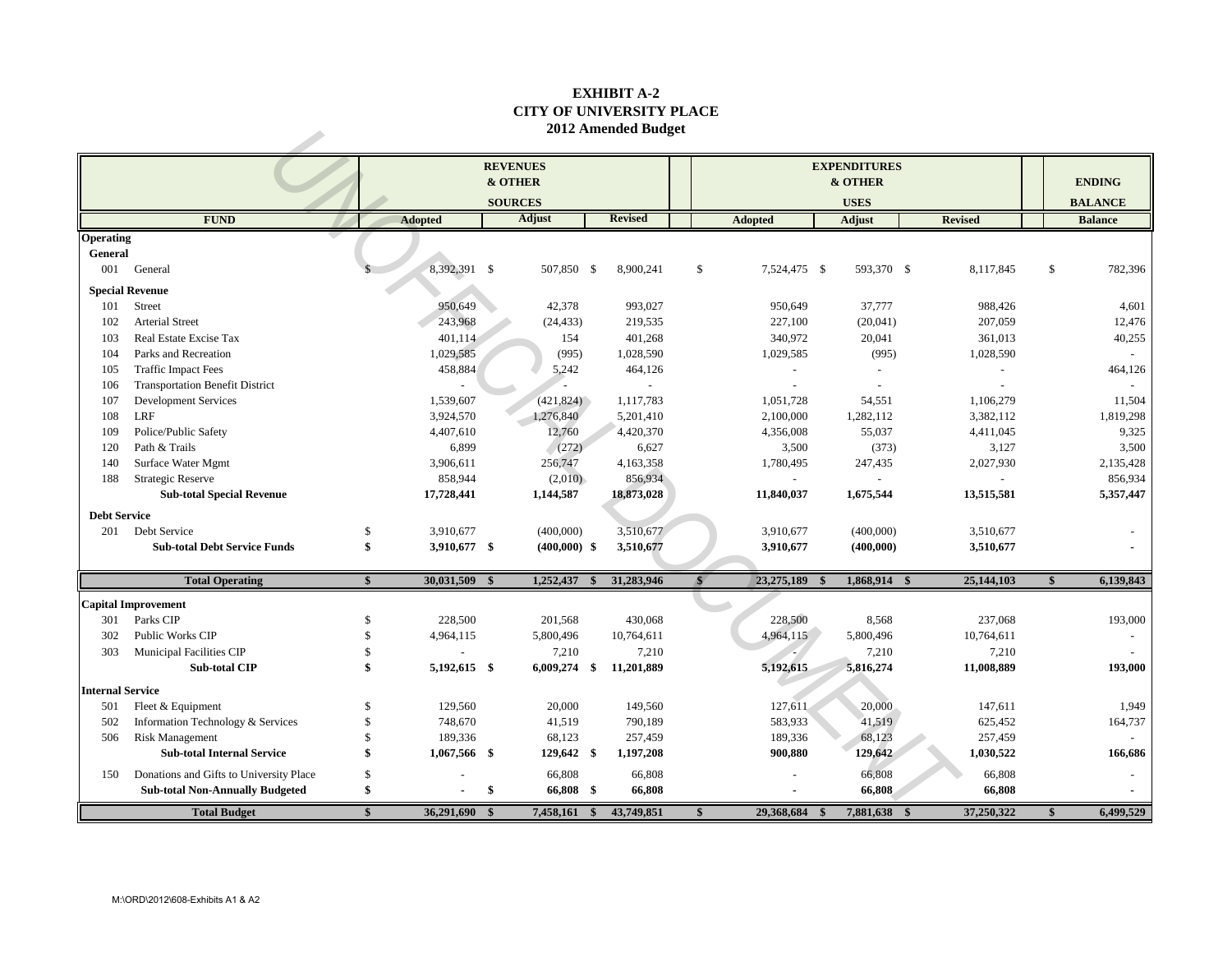**EXHIBIT A-2**
**CITY OF UNIVERSITY PLACE**
**2012 Amended Budget**

| FUND | | REVENUES & OTHER SOURCES | | | EXPENDITURES & OTHER USES | | | ENDING BALANCE |
|---|---|---|---|---|---|---|---|---|
| | | Adopted | Adjust | Revised | Adopted | Adjust | Revised | Balance |
| **Operating** | | | | | | | | |
| **General** | | | | | | | | |
| 001 | General | $ 8,392,391 | $ 507,850 | $ 8,900,241 | $ 7,524,475 | $ 593,370 | $ 8,117,845 | $ 782,396 |
| **Special Revenue** | | | | | | | | |
| 101 | Street | 950,649 | 42,378 | 993,027 | 950,649 | 37,777 | 988,426 | 4,601 |
| 102 | Arterial Street | 243,968 | (24,433) | 219,535 | 227,100 | (20,041) | 207,059 | 12,476 |
| 103 | Real Estate Excise Tax | 401,114 | 154 | 401,268 | 340,972 | 20,041 | 361,013 | 40,255 |
| 104 | Parks and Recreation | 1,029,585 | (995) | 1,028,590 | 1,029,585 | (995) | 1,028,590 | - |
| 105 | Traffic Impact Fees | 458,884 | 5,242 | 464,126 | - | - | - | 464,126 |
| 106 | Transportation Benefit District | - | - | - | - | - | - | - |
| 107 | Development Services | 1,539,607 | (421,824) | 1,117,783 | 1,051,728 | 54,551 | 1,106,279 | 11,504 |
| 108 | LRF | 3,924,570 | 1,276,840 | 5,201,410 | 2,100,000 | 1,282,112 | 3,382,112 | 1,819,298 |
| 109 | Police/Public Safety | 4,407,610 | 12,760 | 4,420,370 | 4,356,008 | 55,037 | 4,411,045 | 9,325 |
| 120 | Path & Trails | 6,899 | (272) | 6,627 | 3,500 | (373) | 3,127 | 3,500 |
| 140 | Surface Water Mgmt | 3,906,611 | 256,747 | 4,163,358 | 1,780,495 | 247,435 | 2,027,930 | 2,135,428 |
| 188 | Strategic Reserve | 858,944 | (2,010) | 856,934 | - | - | - | 856,934 |
| | **Sub-total Special Revenue** | **17,728,441** | **1,144,587** | **18,873,028** | **11,840,037** | **1,675,544** | **13,515,581** | **5,357,447** |
| **Debt Service** | | | | | | | | |
| 201 | Debt Service | $ 3,910,677 | (400,000) | 3,510,677 | 3,910,677 | (400,000) | 3,510,677 | - |
| | **Sub-total Debt Service Funds** | **$ 3,910,677** | **$ (400,000)** | **$ 3,510,677** | **3,910,677** | **(400,000)** | **3,510,677** | **-** |
| | **Total Operating** | **$ 30,031,509** | **$ 1,252,437** | **$ 31,283,946** | **$ 23,275,189** | **$ 1,868,914** | **$ 25,144,103** | **$ 6,139,843** |
| **Capital Improvement** | | | | | | | | |
| 301 | Parks CIP | $ 228,500 | 201,568 | 430,068 | 228,500 | 8,568 | 237,068 | 193,000 |
| 302 | Public Works CIP | $ 4,964,115 | 5,800,496 | 10,764,611 | 4,964,115 | 5,800,496 | 10,764,611 | - |
| 303 | Municipal Facilities CIP | $ - | 7,210 | 7,210 | - | 7,210 | 7,210 | - |
| | **Sub-total CIP** | **$ 5,192,615** | **$ 6,009,274** | **$ 11,201,889** | **5,192,615** | **5,816,274** | **11,008,889** | **193,000** |
| **Internal Service** | | | | | | | | |
| 501 | Fleet & Equipment | $ 129,560 | 20,000 | 149,560 | 127,611 | 20,000 | 147,611 | 1,949 |
| 502 | Information Technology & Services | $ 748,670 | 41,519 | 790,189 | 583,933 | 41,519 | 625,452 | 164,737 |
| 506 | Risk Management | $ 189,336 | 68,123 | 257,459 | 189,336 | 68,123 | 257,459 | - |
| | **Sub-total Internal Service** | **$ 1,067,566** | **$ 129,642** | **$ 1,197,208** | **900,880** | **129,642** | **1,030,522** | **166,686** |
| 150 | Donations and Gifts to University Place | $ - | 66,808 | 66,808 | - | 66,808 | 66,808 | - |
| | **Sub-total Non-Annually Budgeted** | **$ -** | **$ 66,808** | **$ 66,808** | **-** | **66,808** | **66,808** | **-** |
| | **Total Budget** | **$ 36,291,690** | **$ 7,458,161** | **$ 43,749,851** | **$ 29,368,684** | **$ 7,881,638** | **$ 37,250,322** | **$ 6,499,529** |

M:\ORD\2012\608-Exhibits A1 & A2